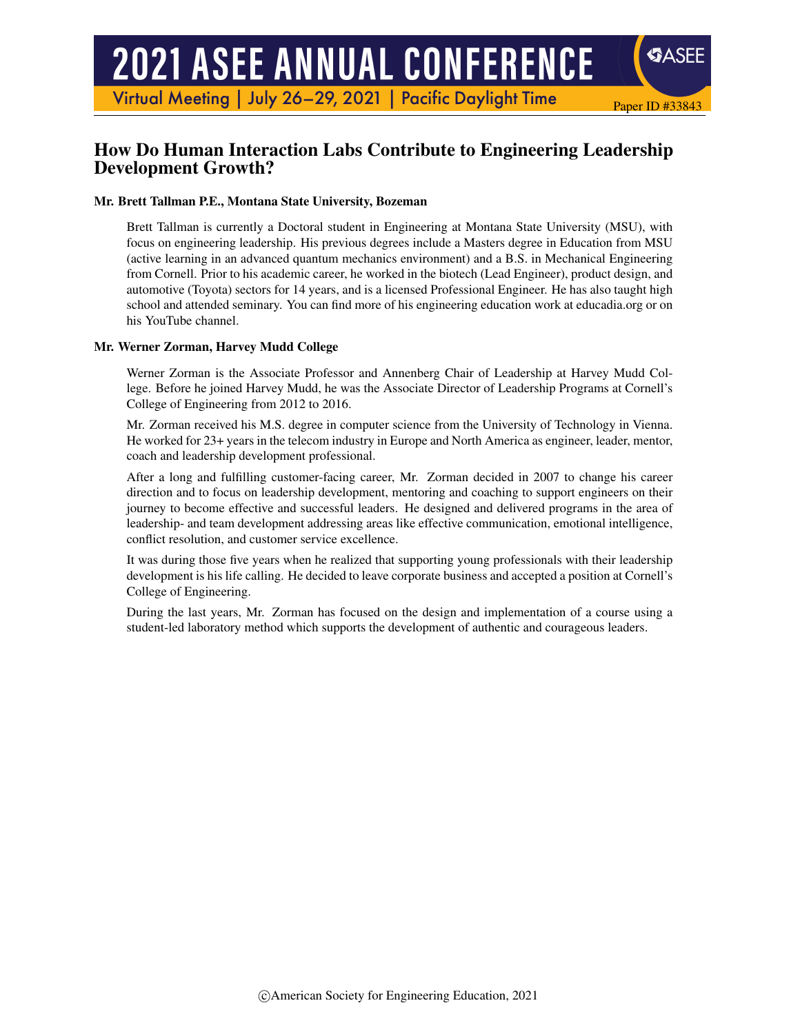# How Do Human Interaction Labs Contribute to Engineering Leadership Development Growth?

**Mr. Brett Tallman P.E., Montana State University, Bozeman**

Brett Tallman is currently a Doctoral student in Engineering at Montana State University (MSU), with focus on engineering leadership. His previous degrees include a Masters degree in Education from MSU (active learning in an advanced quantum mechanics environment) and a B.S. in Mechanical Engineering from Cornell. Prior to his academic career, he worked in the biotech (Lead Engineer), product design, and automotive (Toyota) sectors for 14 years, and is a licensed Professional Engineer. He has also taught high school and attended seminary. You can find more of his engineering education work at educadia.org or on his YouTube channel.

**Mr. Werner Zorman, Harvey Mudd College**

Werner Zorman is the Associate Professor and Annenberg Chair of Leadership at Harvey Mudd College. Before he joined Harvey Mudd, he was the Associate Director of Leadership Programs at Cornell's College of Engineering from 2012 to 2016.

Mr. Zorman received his M.S. degree in computer science from the University of Technology in Vienna. He worked for 23+ years in the telecom industry in Europe and North America as engineer, leader, mentor, coach and leadership development professional.

After a long and fulfilling customer-facing career, Mr. Zorman decided in 2007 to change his career direction and to focus on leadership development, mentoring and coaching to support engineers on their journey to become effective and successful leaders. He designed and delivered programs in the area of leadership- and team development addressing areas like effective communication, emotional intelligence, conflict resolution, and customer service excellence.

It was during those five years when he realized that supporting young professionals with their leadership development is his life calling. He decided to leave corporate business and accepted a position at Cornell's College of Engineering.

During the last years, Mr. Zorman has focused on the design and implementation of a course using a student-led laboratory method which supports the development of authentic and courageous leaders.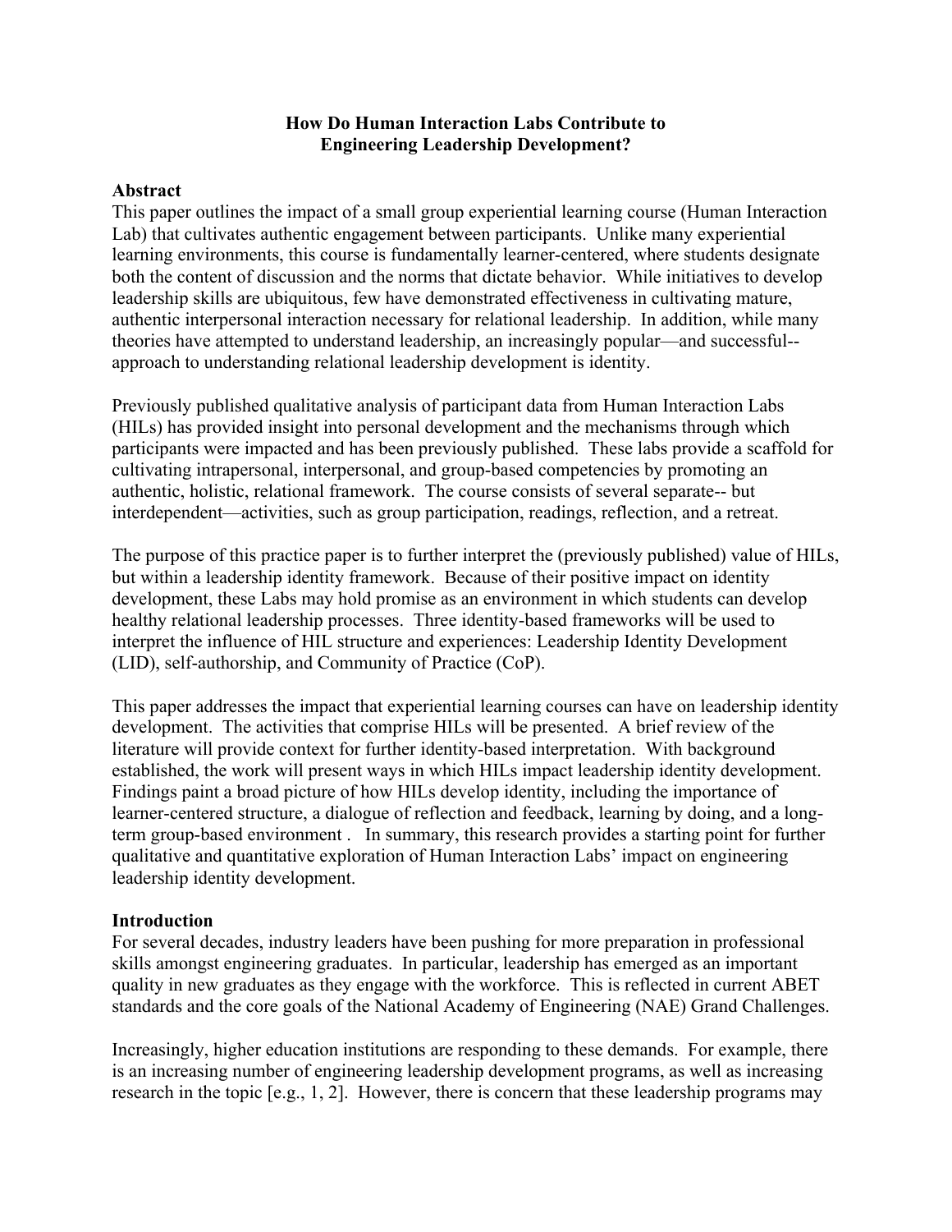# How Do Human Interaction Labs Contribute to Engineering Leadership Development?

## Abstract

This paper outlines the impact of a small group experiential learning course (Human Interaction Lab) that cultivates authentic engagement between participants. Unlike many experiential learning environments, this course is fundamentally learner-centered, where students designate both the content of discussion and the norms that dictate behavior. While initiatives to develop leadership skills are ubiquitous, few have demonstrated effectiveness in cultivating mature, authentic interpersonal interaction necessary for relational leadership. In addition, while many theories have attempted to understand leadership, an increasingly popular—and successful-- approach to understanding relational leadership development is identity.

Previously published qualitative analysis of participant data from Human Interaction Labs (HILs) has provided insight into personal development and the mechanisms through which participants were impacted and has been previously published. These labs provide a scaffold for cultivating intrapersonal, interpersonal, and group-based competencies by promoting an authentic, holistic, relational framework. The course consists of several separate-- but interdependent—activities, such as group participation, readings, reflection, and a retreat.

The purpose of this practice paper is to further interpret the (previously published) value of HILs, but within a leadership identity framework. Because of their positive impact on identity development, these Labs may hold promise as an environment in which students can develop healthy relational leadership processes. Three identity-based frameworks will be used to interpret the influence of HIL structure and experiences: Leadership Identity Development (LID), self-authorship, and Community of Practice (CoP).

This paper addresses the impact that experiential learning courses can have on leadership identity development. The activities that comprise HILs will be presented. A brief review of the literature will provide context for further identity-based interpretation. With background established, the work will present ways in which HILs impact leadership identity development. Findings paint a broad picture of how HILs develop identity, including the importance of learner-centered structure, a dialogue of reflection and feedback, learning by doing, and a long-term group-based environment . In summary, this research provides a starting point for further qualitative and quantitative exploration of Human Interaction Labs' impact on engineering leadership identity development.

## Introduction

For several decades, industry leaders have been pushing for more preparation in professional skills amongst engineering graduates. In particular, leadership has emerged as an important quality in new graduates as they engage with the workforce. This is reflected in current ABET standards and the core goals of the National Academy of Engineering (NAE) Grand Challenges.

Increasingly, higher education institutions are responding to these demands. For example, there is an increasing number of engineering leadership development programs, as well as increasing research in the topic [e.g., 1, 2]. However, there is concern that these leadership programs may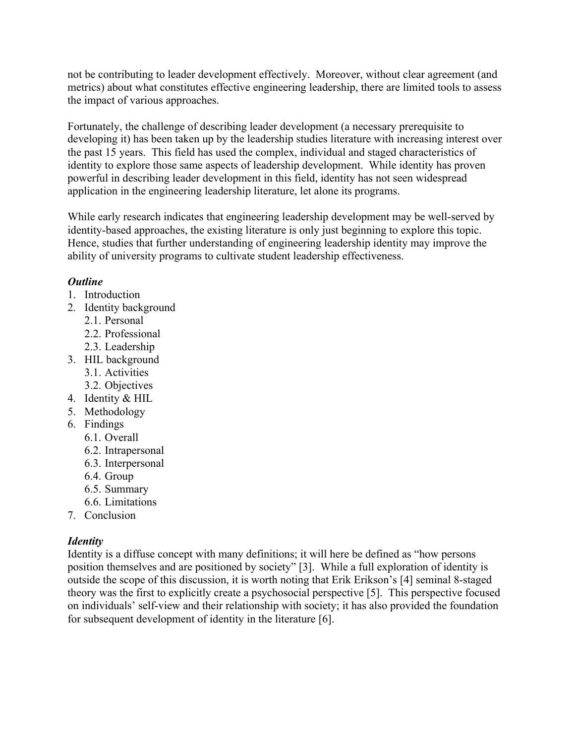not be contributing to leader development effectively. Moreover, without clear agreement (and metrics) about what constitutes effective engineering leadership, there are limited tools to assess the impact of various approaches.

Fortunately, the challenge of describing leader development (a necessary prerequisite to developing it) has been taken up by the leadership studies literature with increasing interest over the past 15 years. This field has used the complex, individual and staged characteristics of identity to explore those same aspects of leadership development. While identity has proven powerful in describing leader development in this field, identity has not seen widespread application in the engineering leadership literature, let alone its programs.

While early research indicates that engineering leadership development may be well-served by identity-based approaches, the existing literature is only just beginning to explore this topic. Hence, studies that further understanding of engineering leadership identity may improve the ability of university programs to cultivate student leadership effectiveness.

***Outline***

1. Introduction
2. Identity background
   2.1. Personal
   2.2. Professional
   2.3. Leadership
3. HIL background
   3.1. Activities
   3.2. Objectives
4. Identity & HIL
5. Methodology
6. Findings
   6.1. Overall
   6.2. Intrapersonal
   6.3. Interpersonal
   6.4. Group
   6.5. Summary
   6.6. Limitations
7. Conclusion

***Identity***

Identity is a diffuse concept with many definitions; it will here be defined as "how persons position themselves and are positioned by society" [3]. While a full exploration of identity is outside the scope of this discussion, it is worth noting that Erik Erikson's [4] seminal 8-staged theory was the first to explicitly create a psychosocial perspective [5]. This perspective focused on individuals' self-view and their relationship with society; it has also provided the foundation for subsequent development of identity in the literature [6].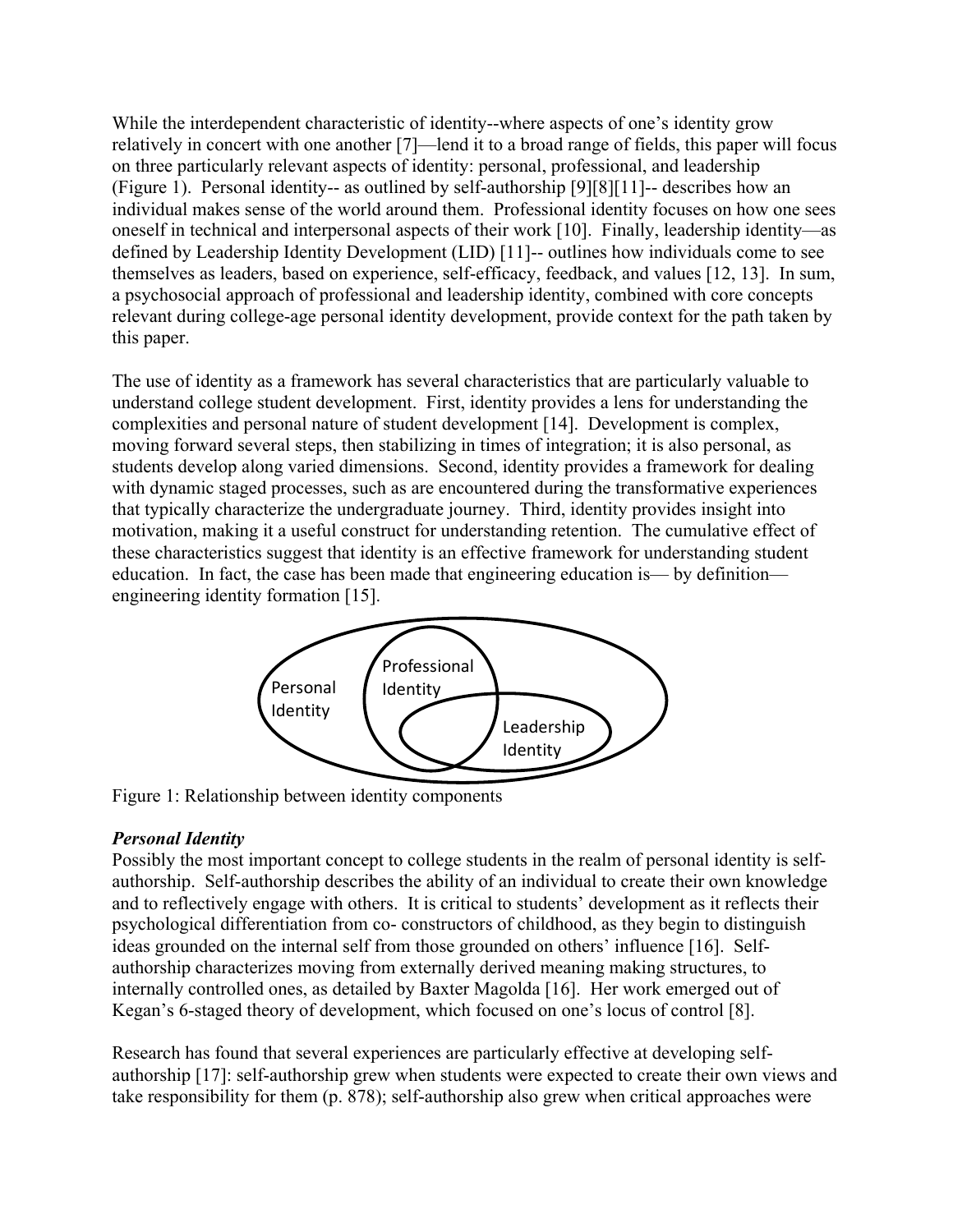While the interdependent characteristic of identity--where aspects of one's identity grow relatively in concert with one another [7]—lend it to a broad range of fields, this paper will focus on three particularly relevant aspects of identity: personal, professional, and leadership (Figure 1). Personal identity-- as outlined by self-authorship [9][8][11]-- describes how an individual makes sense of the world around them. Professional identity focuses on how one sees oneself in technical and interpersonal aspects of their work [10]. Finally, leadership identity—as defined by Leadership Identity Development (LID) [11]-- outlines how individuals come to see themselves as leaders, based on experience, self-efficacy, feedback, and values [12, 13]. In sum, a psychosocial approach of professional and leadership identity, combined with core concepts relevant during college-age personal identity development, provide context for the path taken by this paper.

The use of identity as a framework has several characteristics that are particularly valuable to understand college student development. First, identity provides a lens for understanding the complexities and personal nature of student development [14]. Development is complex, moving forward several steps, then stabilizing in times of integration; it is also personal, as students develop along varied dimensions. Second, identity provides a framework for dealing with dynamic staged processes, such as are encountered during the transformative experiences that typically characterize the undergraduate journey. Third, identity provides insight into motivation, making it a useful construct for understanding retention. The cumulative effect of these characteristics suggest that identity is an effective framework for understanding student education. In fact, the case has been made that engineering education is— by definition— engineering identity formation [15].

Personal Identity

Professional Identity

Leadership Identity

Figure 1: Relationship between identity components

### *Personal Identity*

Possibly the most important concept to college students in the realm of personal identity is self-authorship. Self-authorship describes the ability of an individual to create their own knowledge and to reflectively engage with others. It is critical to students' development as it reflects their psychological differentiation from co- constructors of childhood, as they begin to distinguish ideas grounded on the internal self from those grounded on others' influence [16]. Self-authorship characterizes moving from externally derived meaning making structures, to internally controlled ones, as detailed by Baxter Magolda [16]. Her work emerged out of Kegan's 6-staged theory of development, which focused on one's locus of control [8].

Research has found that several experiences are particularly effective at developing self-authorship [17]: self-authorship grew when students were expected to create their own views and take responsibility for them (p. 878); self-authorship also grew when critical approaches were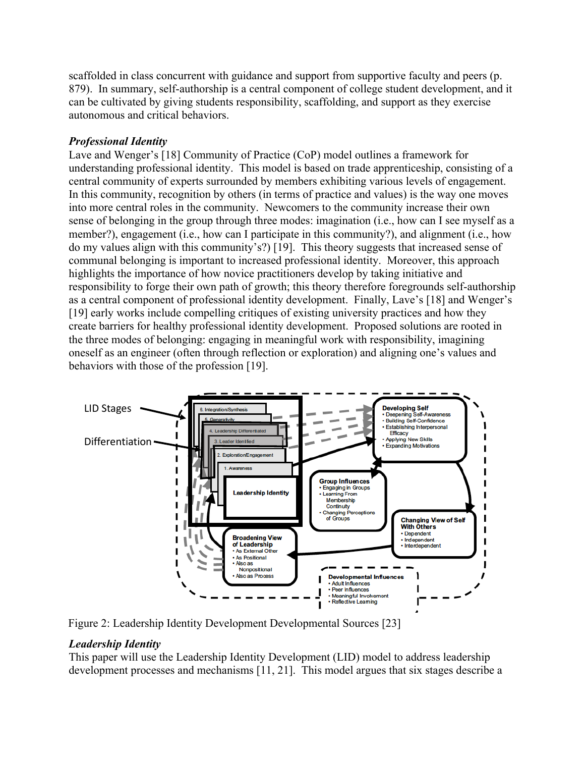scaffolded in class concurrent with guidance and support from supportive faculty and peers (p. 879). In summary, self-authorship is a central component of college student development, and it can be cultivated by giving students responsibility, scaffolding, and support as they exercise autonomous and critical behaviors.

### *Professional Identity*

Lave and Wenger's [18] Community of Practice (CoP) model outlines a framework for understanding professional identity. This model is based on trade apprenticeship, consisting of a central community of experts surrounded by members exhibiting various levels of engagement. In this community, recognition by others (in terms of practice and values) is the way one moves into more central roles in the community. Newcomers to the community increase their own sense of belonging in the group through three modes: imagination (i.e., how can I see myself as a member?), engagement (i.e., how can I participate in this community?), and alignment (i.e., how do my values align with this community's?) [19]. This theory suggests that increased sense of communal belonging is important to increased professional identity. Moreover, this approach highlights the importance of how novice practitioners develop by taking initiative and responsibility to forge their own path of growth; this theory therefore foregrounds self-authorship as a central component of professional identity development. Finally, Lave's [18] and Wenger's [19] early works include compelling critiques of existing university practices and how they create barriers for healthy professional identity development. Proposed solutions are rooted in the three modes of belonging: engaging in meaningful work with responsibility, imagining oneself as an engineer (often through reflection or exploration) and aligning one's values and behaviors with those of the profession [19].

Figure 2: Leadership Identity Development Developmental Sources [23]

### *Leadership Identity*

This paper will use the Leadership Identity Development (LID) model to address leadership development processes and mechanisms [11, 21]. This model argues that six stages describe a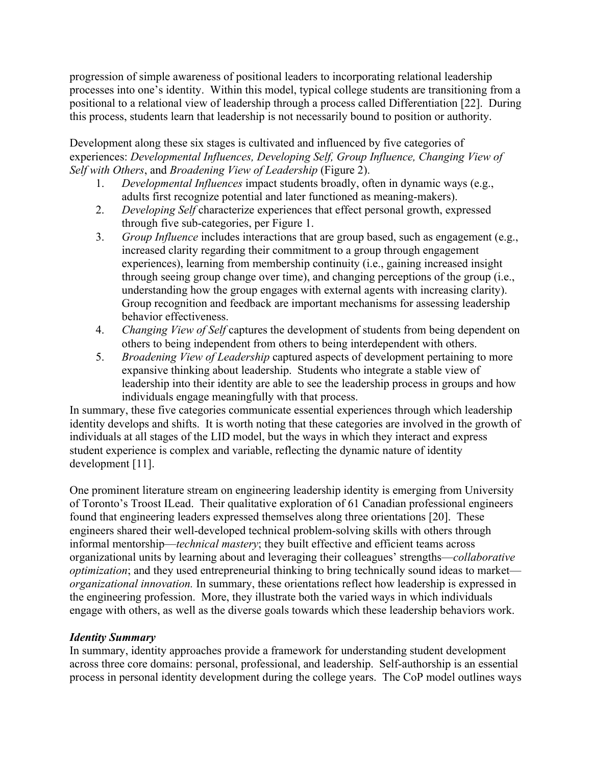progression of simple awareness of positional leaders to incorporating relational leadership processes into one's identity. Within this model, typical college students are transitioning from a positional to a relational view of leadership through a process called Differentiation [22]. During this process, students learn that leadership is not necessarily bound to position or authority.

Development along these six stages is cultivated and influenced by five categories of experiences: *Developmental Influences, Developing Self, Group Influence, Changing View of Self with Others*, and *Broadening View of Leadership* (Figure 2).

1. *Developmental Influences* impact students broadly, often in dynamic ways (e.g., adults first recognize potential and later functioned as meaning-makers).
2. *Developing Self* characterize experiences that effect personal growth, expressed through five sub-categories, per Figure 1.
3. *Group Influence* includes interactions that are group based, such as engagement (e.g., increased clarity regarding their commitment to a group through engagement experiences), learning from membership continuity (i.e., gaining increased insight through seeing group change over time), and changing perceptions of the group (i.e., understanding how the group engages with external agents with increasing clarity). Group recognition and feedback are important mechanisms for assessing leadership behavior effectiveness.
4. *Changing View of Self* captures the development of students from being dependent on others to being independent from others to being interdependent with others.
5. *Broadening View of Leadership* captured aspects of development pertaining to more expansive thinking about leadership. Students who integrate a stable view of leadership into their identity are able to see the leadership process in groups and how individuals engage meaningfully with that process.

In summary, these five categories communicate essential experiences through which leadership identity develops and shifts. It is worth noting that these categories are involved in the growth of individuals at all stages of the LID model, but the ways in which they interact and express student experience is complex and variable, reflecting the dynamic nature of identity development [11].

One prominent literature stream on engineering leadership identity is emerging from University of Toronto's Troost ILead. Their qualitative exploration of 61 Canadian professional engineers found that engineering leaders expressed themselves along three orientations [20]. These engineers shared their well-developed technical problem-solving skills with others through informal mentorship—*technical mastery*; they built effective and efficient teams across organizational units by learning about and leveraging their colleagues' strengths—*collaborative optimization*; and they used entrepreneurial thinking to bring technically sound ideas to market—*organizational innovation.* In summary, these orientations reflect how leadership is expressed in the engineering profession. More, they illustrate both the varied ways in which individuals engage with others, as well as the diverse goals towards which these leadership behaviors work.

### *Identity Summary*

In summary, identity approaches provide a framework for understanding student development across three core domains: personal, professional, and leadership. Self-authorship is an essential process in personal identity development during the college years. The CoP model outlines ways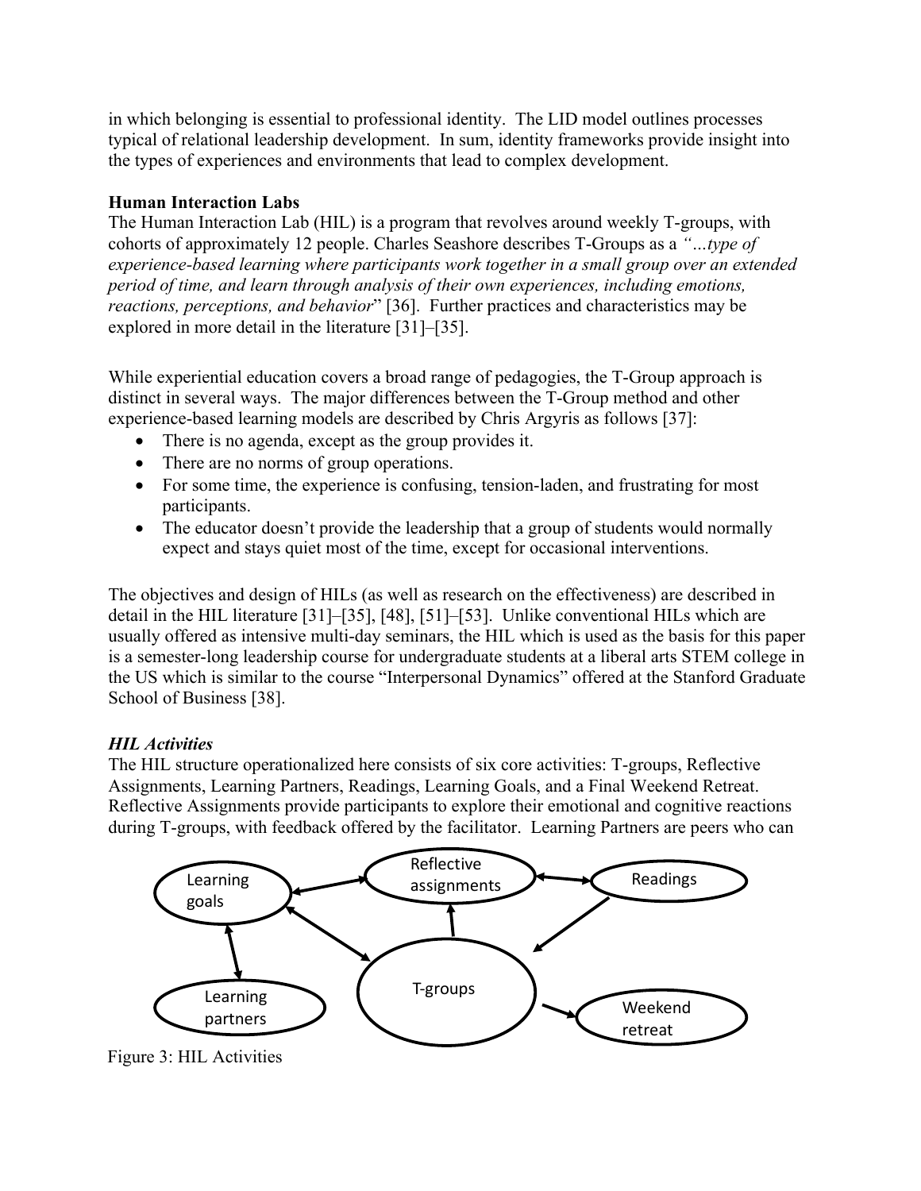in which belonging is essential to professional identity. The LID model outlines processes typical of relational leadership development. In sum, identity frameworks provide insight into the types of experiences and environments that lead to complex development.

**Human Interaction Labs**

The Human Interaction Lab (HIL) is a program that revolves around weekly T-groups, with cohorts of approximately 12 people. Charles Seashore describes T-Groups as a *"…type of experience-based learning where participants work together in a small group over an extended period of time, and learn through analysis of their own experiences, including emotions, reactions, perceptions, and behavior*" [36]. Further practices and characteristics may be explored in more detail in the literature [31]–[35].

While experiential education covers a broad range of pedagogies, the T-Group approach is distinct in several ways. The major differences between the T-Group method and other experience-based learning models are described by Chris Argyris as follows [37]:

- There is no agenda, except as the group provides it.
- There are no norms of group operations.
- For some time, the experience is confusing, tension-laden, and frustrating for most participants.
- The educator doesn't provide the leadership that a group of students would normally expect and stays quiet most of the time, except for occasional interventions.

The objectives and design of HILs (as well as research on the effectiveness) are described in detail in the HIL literature [31]–[35], [48], [51]–[53]. Unlike conventional HILs which are usually offered as intensive multi-day seminars, the HIL which is used as the basis for this paper is a semester-long leadership course for undergraduate students at a liberal arts STEM college in the US which is similar to the course "Interpersonal Dynamics" offered at the Stanford Graduate School of Business [38].

***HIL Activities***

The HIL structure operationalized here consists of six core activities: T-groups, Reflective Assignments, Learning Partners, Readings, Learning Goals, and a Final Weekend Retreat. Reflective Assignments provide participants to explore their emotional and cognitive reactions during T-groups, with feedback offered by the facilitator. Learning Partners are peers who can

Learning goals | Reflective assignments | Readings | Learning partners | T-groups | Weekend retreat

Figure 3: HIL Activities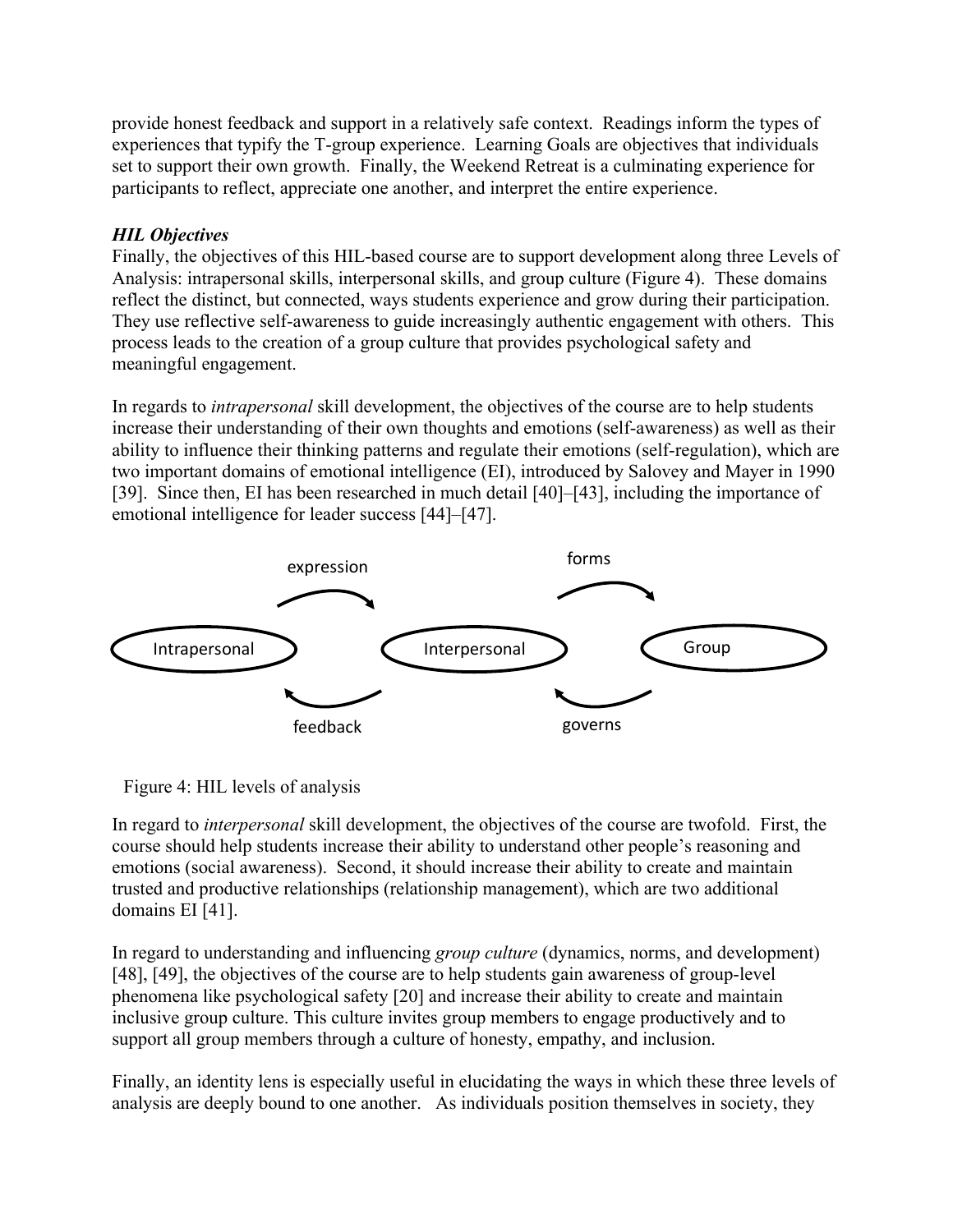provide honest feedback and support in a relatively safe context. Readings inform the types of experiences that typify the T-group experience. Learning Goals are objectives that individuals set to support their own growth. Finally, the Weekend Retreat is a culminating experience for participants to reflect, appreciate one another, and interpret the entire experience.

### *HIL Objectives*

Finally, the objectives of this HIL-based course are to support development along three Levels of Analysis: intrapersonal skills, interpersonal skills, and group culture (Figure 4). These domains reflect the distinct, but connected, ways students experience and grow during their participation. They use reflective self-awareness to guide increasingly authentic engagement with others. This process leads to the creation of a group culture that provides psychological safety and meaningful engagement.

In regards to *intrapersonal* skill development, the objectives of the course are to help students increase their understanding of their own thoughts and emotions (self-awareness) as well as their ability to influence their thinking patterns and regulate their emotions (self-regulation), which are two important domains of emotional intelligence (EI), introduced by Salovey and Mayer in 1990 [39]. Since then, EI has been researched in much detail [40]–[43], including the importance of emotional intelligence for leader success [44]–[47].

expression

forms

Intrapersonal

Interpersonal

Group

feedback

governs

Figure 4: HIL levels of analysis

In regard to *interpersonal* skill development, the objectives of the course are twofold. First, the course should help students increase their ability to understand other people's reasoning and emotions (social awareness). Second, it should increase their ability to create and maintain trusted and productive relationships (relationship management), which are two additional domains EI [41].

In regard to understanding and influencing *group culture* (dynamics, norms, and development) [48], [49], the objectives of the course are to help students gain awareness of group-level phenomena like psychological safety [20] and increase their ability to create and maintain inclusive group culture. This culture invites group members to engage productively and to support all group members through a culture of honesty, empathy, and inclusion.

Finally, an identity lens is especially useful in elucidating the ways in which these three levels of analysis are deeply bound to one another. As individuals position themselves in society, they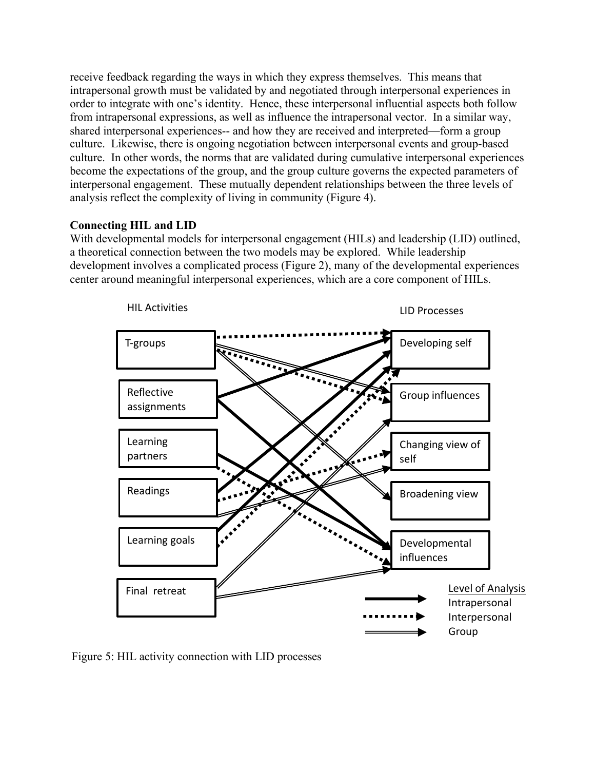receive feedback regarding the ways in which they express themselves. This means that intrapersonal growth must be validated by and negotiated through interpersonal experiences in order to integrate with one's identity. Hence, these interpersonal influential aspects both follow from intrapersonal expressions, as well as influence the intrapersonal vector. In a similar way, shared interpersonal experiences-- and how they are received and interpreted—form a group culture. Likewise, there is ongoing negotiation between interpersonal events and group-based culture. In other words, the norms that are validated during cumulative interpersonal experiences become the expectations of the group, and the group culture governs the expected parameters of interpersonal engagement. These mutually dependent relationships between the three levels of analysis reflect the complexity of living in community (Figure 4).

**Connecting HIL and LID**

With developmental models for interpersonal engagement (HILs) and leadership (LID) outlined, a theoretical connection between the two models may be explored. While leadership development involves a complicated process (Figure 2), many of the developmental experiences center around meaningful interpersonal experiences, which are a core component of HILs.

HIL Activities

LID Processes

T-groups

Reflective assignments

Learning partners

Readings

Learning goals

Final retreat

Developing self

Group influences

Changing view of self

Broadening view

Developmental influences

Level of Analysis

Intrapersonal

Interpersonal

Group

Figure 5: HIL activity connection with LID processes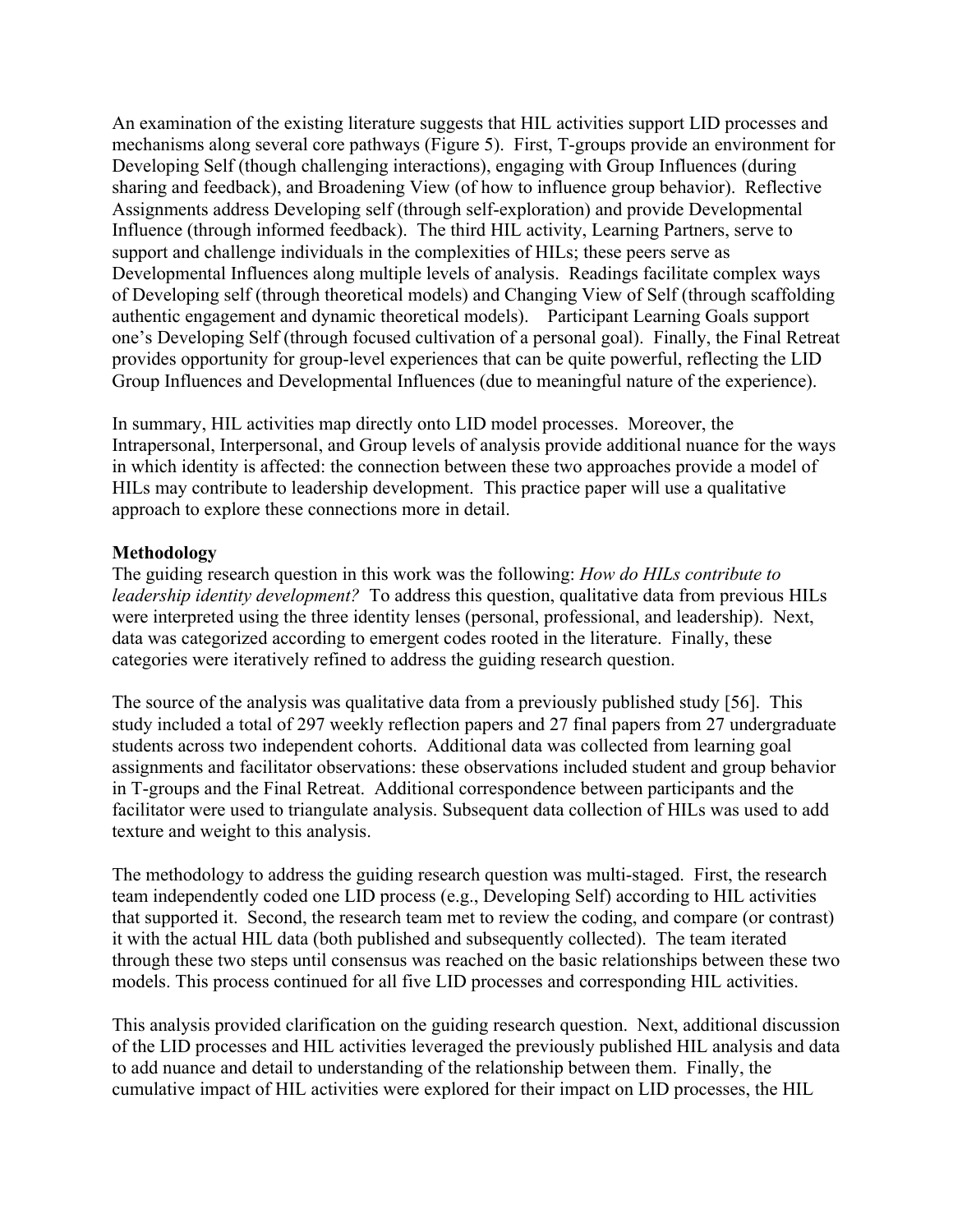An examination of the existing literature suggests that HIL activities support LID processes and mechanisms along several core pathways (Figure 5). First, T-groups provide an environment for Developing Self (though challenging interactions), engaging with Group Influences (during sharing and feedback), and Broadening View (of how to influence group behavior). Reflective Assignments address Developing self (through self-exploration) and provide Developmental Influence (through informed feedback). The third HIL activity, Learning Partners, serve to support and challenge individuals in the complexities of HILs; these peers serve as Developmental Influences along multiple levels of analysis. Readings facilitate complex ways of Developing self (through theoretical models) and Changing View of Self (through scaffolding authentic engagement and dynamic theoretical models). Participant Learning Goals support one's Developing Self (through focused cultivation of a personal goal). Finally, the Final Retreat provides opportunity for group-level experiences that can be quite powerful, reflecting the LID Group Influences and Developmental Influences (due to meaningful nature of the experience).

In summary, HIL activities map directly onto LID model processes. Moreover, the Intrapersonal, Interpersonal, and Group levels of analysis provide additional nuance for the ways in which identity is affected: the connection between these two approaches provide a model of HILs may contribute to leadership development. This practice paper will use a qualitative approach to explore these connections more in detail.

**Methodology**

The guiding research question in this work was the following: *How do HILs contribute to leadership identity development?* To address this question, qualitative data from previous HILs were interpreted using the three identity lenses (personal, professional, and leadership). Next, data was categorized according to emergent codes rooted in the literature. Finally, these categories were iteratively refined to address the guiding research question.

The source of the analysis was qualitative data from a previously published study [56]. This study included a total of 297 weekly reflection papers and 27 final papers from 27 undergraduate students across two independent cohorts. Additional data was collected from learning goal assignments and facilitator observations: these observations included student and group behavior in T-groups and the Final Retreat. Additional correspondence between participants and the facilitator were used to triangulate analysis. Subsequent data collection of HILs was used to add texture and weight to this analysis.

The methodology to address the guiding research question was multi-staged. First, the research team independently coded one LID process (e.g., Developing Self) according to HIL activities that supported it. Second, the research team met to review the coding, and compare (or contrast) it with the actual HIL data (both published and subsequently collected). The team iterated through these two steps until consensus was reached on the basic relationships between these two models. This process continued for all five LID processes and corresponding HIL activities.

This analysis provided clarification on the guiding research question. Next, additional discussion of the LID processes and HIL activities leveraged the previously published HIL analysis and data to add nuance and detail to understanding of the relationship between them. Finally, the cumulative impact of HIL activities were explored for their impact on LID processes, the HIL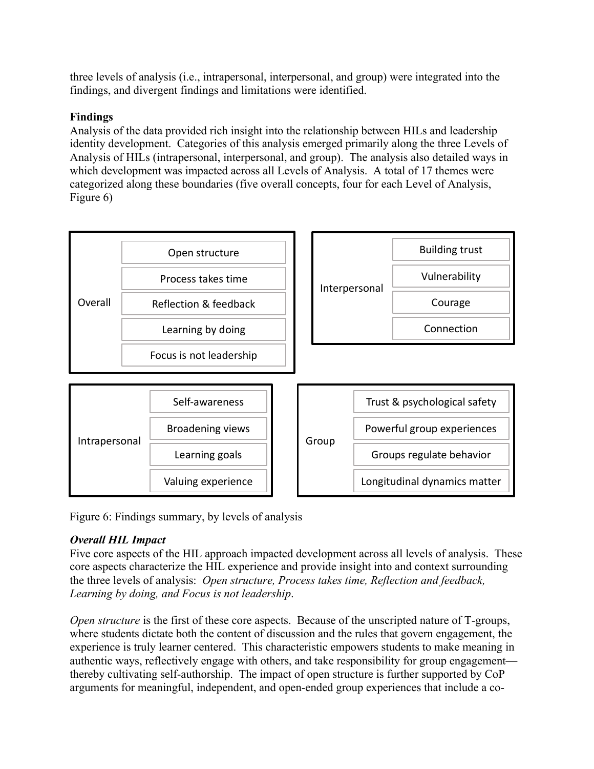three levels of analysis (i.e., intrapersonal, interpersonal, and group) were integrated into the findings, and divergent findings and limitations were identified.

**Findings**

Analysis of the data provided rich insight into the relationship between HILs and leadership identity development. Categories of this analysis emerged primarily along the three Levels of Analysis of HILs (intrapersonal, interpersonal, and group). The analysis also detailed ways in which development was impacted across all Levels of Analysis. A total of 17 themes were categorized along these boundaries (five overall concepts, four for each Level of Analysis, Figure 6)

| Level | Themes |
| --- | --- |
| Overall | Open structure |
| | Process takes time |
| | Reflection & feedback |
| | Learning by doing |
| | Focus is not leadership |
| Interpersonal | Building trust |
| | Vulnerability |
| | Courage |
| | Connection |
| Intrapersonal | Self-awareness |
| | Broadening views |
| | Learning goals |
| | Valuing experience |
| Group | Trust & psychological safety |
| | Powerful group experiences |
| | Groups regulate behavior |
| | Longitudinal dynamics matter |

Figure 6: Findings summary, by levels of analysis

***Overall HIL Impact***

Five core aspects of the HIL approach impacted development across all levels of analysis. These core aspects characterize the HIL experience and provide insight into and context surrounding the three levels of analysis: *Open structure, Process takes time, Reflection and feedback, Learning by doing, and Focus is not leadership*.

*Open structure* is the first of these core aspects. Because of the unscripted nature of T-groups, where students dictate both the content of discussion and the rules that govern engagement, the experience is truly learner centered. This characteristic empowers students to make meaning in authentic ways, reflectively engage with others, and take responsibility for group engagement—thereby cultivating self-authorship. The impact of open structure is further supported by CoP arguments for meaningful, independent, and open-ended group experiences that include a co-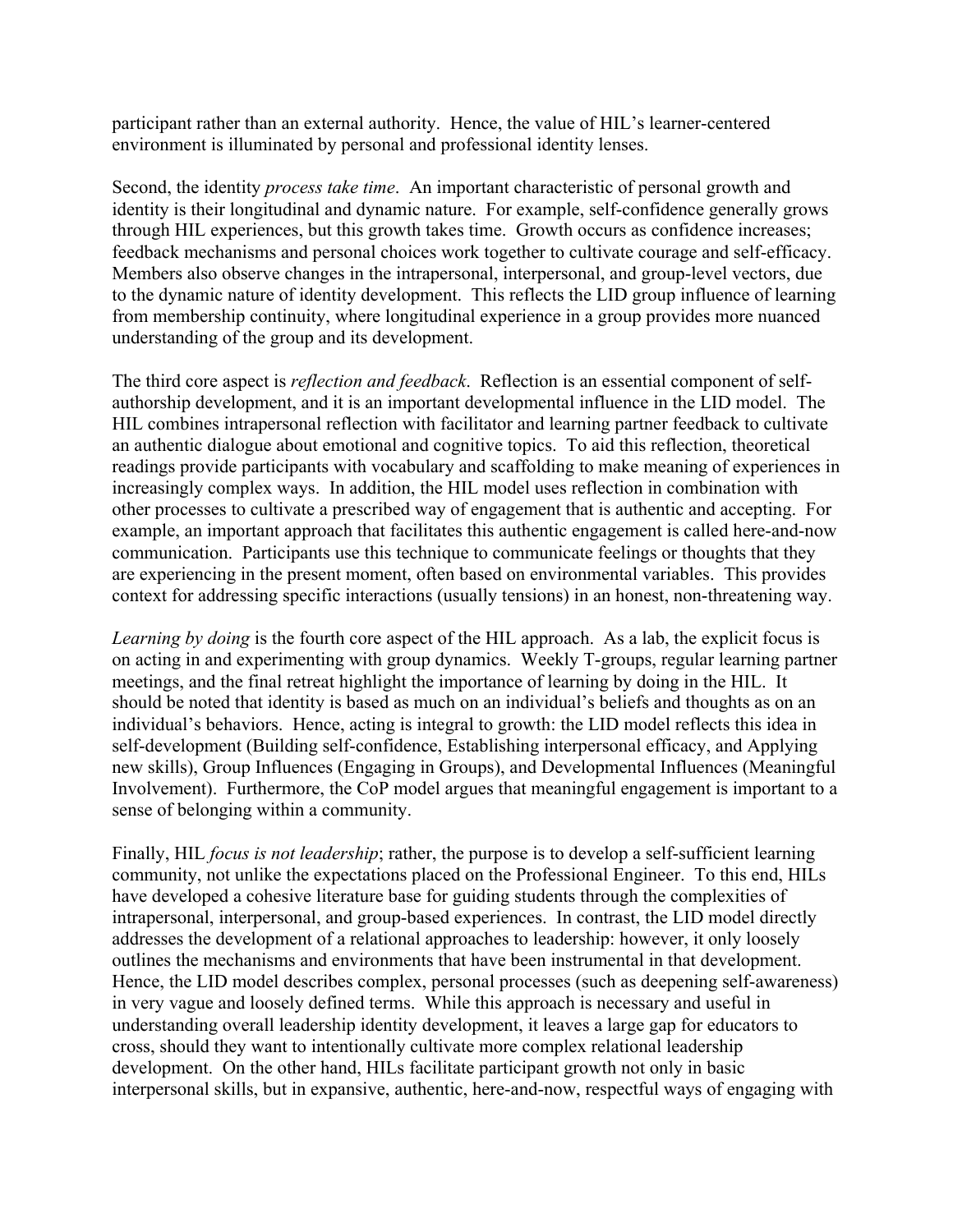participant rather than an external authority. Hence, the value of HIL's learner-centered environment is illuminated by personal and professional identity lenses.

Second, the identity *process take time*. An important characteristic of personal growth and identity is their longitudinal and dynamic nature. For example, self-confidence generally grows through HIL experiences, but this growth takes time. Growth occurs as confidence increases; feedback mechanisms and personal choices work together to cultivate courage and self-efficacy. Members also observe changes in the intrapersonal, interpersonal, and group-level vectors, due to the dynamic nature of identity development. This reflects the LID group influence of learning from membership continuity, where longitudinal experience in a group provides more nuanced understanding of the group and its development.

The third core aspect is *reflection and feedback*. Reflection is an essential component of self-authorship development, and it is an important developmental influence in the LID model. The HIL combines intrapersonal reflection with facilitator and learning partner feedback to cultivate an authentic dialogue about emotional and cognitive topics. To aid this reflection, theoretical readings provide participants with vocabulary and scaffolding to make meaning of experiences in increasingly complex ways. In addition, the HIL model uses reflection in combination with other processes to cultivate a prescribed way of engagement that is authentic and accepting. For example, an important approach that facilitates this authentic engagement is called here-and-now communication. Participants use this technique to communicate feelings or thoughts that they are experiencing in the present moment, often based on environmental variables. This provides context for addressing specific interactions (usually tensions) in an honest, non-threatening way.

*Learning by doing* is the fourth core aspect of the HIL approach. As a lab, the explicit focus is on acting in and experimenting with group dynamics. Weekly T-groups, regular learning partner meetings, and the final retreat highlight the importance of learning by doing in the HIL. It should be noted that identity is based as much on an individual's beliefs and thoughts as on an individual's behaviors. Hence, acting is integral to growth: the LID model reflects this idea in self-development (Building self-confidence, Establishing interpersonal efficacy, and Applying new skills), Group Influences (Engaging in Groups), and Developmental Influences (Meaningful Involvement). Furthermore, the CoP model argues that meaningful engagement is important to a sense of belonging within a community.

Finally, HIL *focus is not leadership*; rather, the purpose is to develop a self-sufficient learning community, not unlike the expectations placed on the Professional Engineer. To this end, HILs have developed a cohesive literature base for guiding students through the complexities of intrapersonal, interpersonal, and group-based experiences. In contrast, the LID model directly addresses the development of a relational approaches to leadership: however, it only loosely outlines the mechanisms and environments that have been instrumental in that development. Hence, the LID model describes complex, personal processes (such as deepening self-awareness) in very vague and loosely defined terms. While this approach is necessary and useful in understanding overall leadership identity development, it leaves a large gap for educators to cross, should they want to intentionally cultivate more complex relational leadership development. On the other hand, HILs facilitate participant growth not only in basic interpersonal skills, but in expansive, authentic, here-and-now, respectful ways of engaging with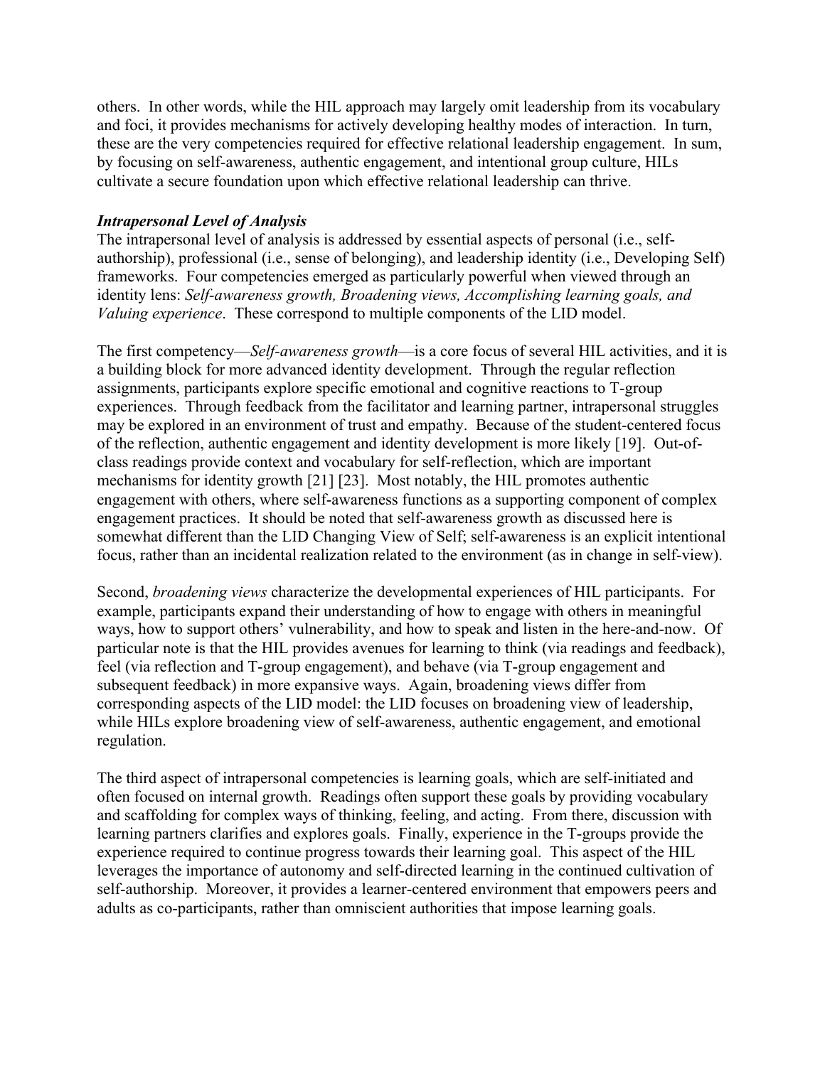others. In other words, while the HIL approach may largely omit leadership from its vocabulary and foci, it provides mechanisms for actively developing healthy modes of interaction. In turn, these are the very competencies required for effective relational leadership engagement. In sum, by focusing on self-awareness, authentic engagement, and intentional group culture, HILs cultivate a secure foundation upon which effective relational leadership can thrive.

### ***Intrapersonal Level of Analysis***

The intrapersonal level of analysis is addressed by essential aspects of personal (i.e., self-authorship), professional (i.e., sense of belonging), and leadership identity (i.e., Developing Self) frameworks. Four competencies emerged as particularly powerful when viewed through an identity lens: *Self-awareness growth, Broadening views, Accomplishing learning goals, and Valuing experience*. These correspond to multiple components of the LID model.

The first competency—*Self-awareness growth*—is a core focus of several HIL activities, and it is a building block for more advanced identity development. Through the regular reflection assignments, participants explore specific emotional and cognitive reactions to T-group experiences. Through feedback from the facilitator and learning partner, intrapersonal struggles may be explored in an environment of trust and empathy. Because of the student-centered focus of the reflection, authentic engagement and identity development is more likely [19]. Out-of-class readings provide context and vocabulary for self-reflection, which are important mechanisms for identity growth [21] [23]. Most notably, the HIL promotes authentic engagement with others, where self-awareness functions as a supporting component of complex engagement practices. It should be noted that self-awareness growth as discussed here is somewhat different than the LID Changing View of Self; self-awareness is an explicit intentional focus, rather than an incidental realization related to the environment (as in change in self-view).

Second, *broadening views* characterize the developmental experiences of HIL participants. For example, participants expand their understanding of how to engage with others in meaningful ways, how to support others' vulnerability, and how to speak and listen in the here-and-now. Of particular note is that the HIL provides avenues for learning to think (via readings and feedback), feel (via reflection and T-group engagement), and behave (via T-group engagement and subsequent feedback) in more expansive ways. Again, broadening views differ from corresponding aspects of the LID model: the LID focuses on broadening view of leadership, while HILs explore broadening view of self-awareness, authentic engagement, and emotional regulation.

The third aspect of intrapersonal competencies is learning goals, which are self-initiated and often focused on internal growth. Readings often support these goals by providing vocabulary and scaffolding for complex ways of thinking, feeling, and acting. From there, discussion with learning partners clarifies and explores goals. Finally, experience in the T-groups provide the experience required to continue progress towards their learning goal. This aspect of the HIL leverages the importance of autonomy and self-directed learning in the continued cultivation of self-authorship. Moreover, it provides a learner-centered environment that empowers peers and adults as co-participants, rather than omniscient authorities that impose learning goals.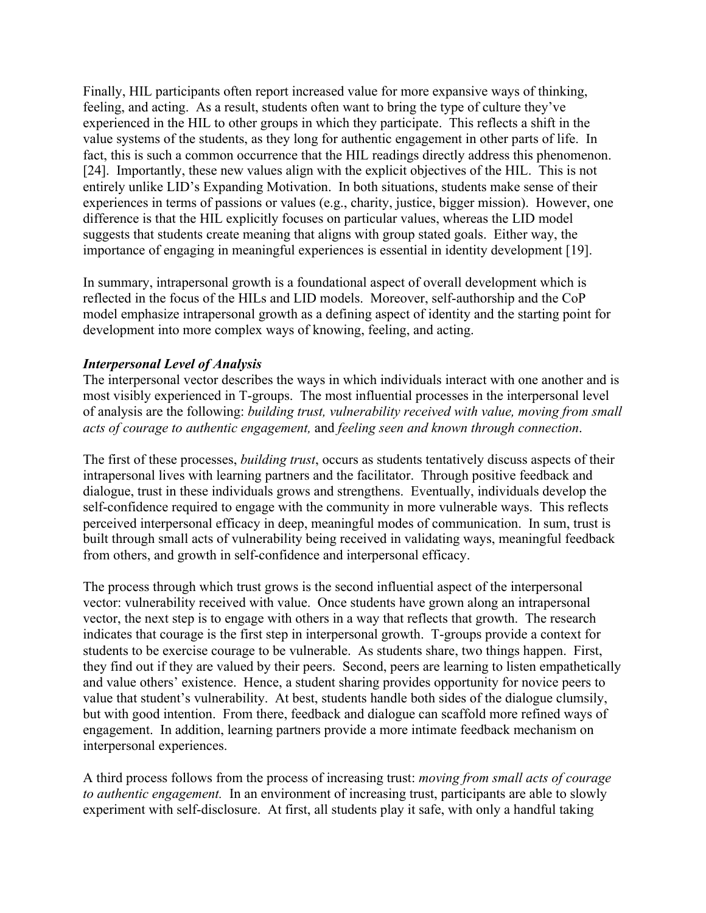Finally, HIL participants often report increased value for more expansive ways of thinking, feeling, and acting. As a result, students often want to bring the type of culture they've experienced in the HIL to other groups in which they participate. This reflects a shift in the value systems of the students, as they long for authentic engagement in other parts of life. In fact, this is such a common occurrence that the HIL readings directly address this phenomenon. [24]. Importantly, these new values align with the explicit objectives of the HIL. This is not entirely unlike LID's Expanding Motivation. In both situations, students make sense of their experiences in terms of passions or values (e.g., charity, justice, bigger mission). However, one difference is that the HIL explicitly focuses on particular values, whereas the LID model suggests that students create meaning that aligns with group stated goals. Either way, the importance of engaging in meaningful experiences is essential in identity development [19].

In summary, intrapersonal growth is a foundational aspect of overall development which is reflected in the focus of the HILs and LID models. Moreover, self-authorship and the CoP model emphasize intrapersonal growth as a defining aspect of identity and the starting point for development into more complex ways of knowing, feeling, and acting.

***Interpersonal Level of Analysis***

The interpersonal vector describes the ways in which individuals interact with one another and is most visibly experienced in T-groups. The most influential processes in the interpersonal level of analysis are the following: *building trust, vulnerability received with value, moving from small acts of courage to authentic engagement,* and *feeling seen and known through connection*.

The first of these processes, *building trust*, occurs as students tentatively discuss aspects of their intrapersonal lives with learning partners and the facilitator. Through positive feedback and dialogue, trust in these individuals grows and strengthens. Eventually, individuals develop the self-confidence required to engage with the community in more vulnerable ways. This reflects perceived interpersonal efficacy in deep, meaningful modes of communication. In sum, trust is built through small acts of vulnerability being received in validating ways, meaningful feedback from others, and growth in self-confidence and interpersonal efficacy.

The process through which trust grows is the second influential aspect of the interpersonal vector: vulnerability received with value. Once students have grown along an intrapersonal vector, the next step is to engage with others in a way that reflects that growth. The research indicates that courage is the first step in interpersonal growth. T-groups provide a context for students to be exercise courage to be vulnerable. As students share, two things happen. First, they find out if they are valued by their peers. Second, peers are learning to listen empathetically and value others' existence. Hence, a student sharing provides opportunity for novice peers to value that student's vulnerability. At best, students handle both sides of the dialogue clumsily, but with good intention. From there, feedback and dialogue can scaffold more refined ways of engagement. In addition, learning partners provide a more intimate feedback mechanism on interpersonal experiences.

A third process follows from the process of increasing trust: *moving from small acts of courage to authentic engagement.* In an environment of increasing trust, participants are able to slowly experiment with self-disclosure. At first, all students play it safe, with only a handful taking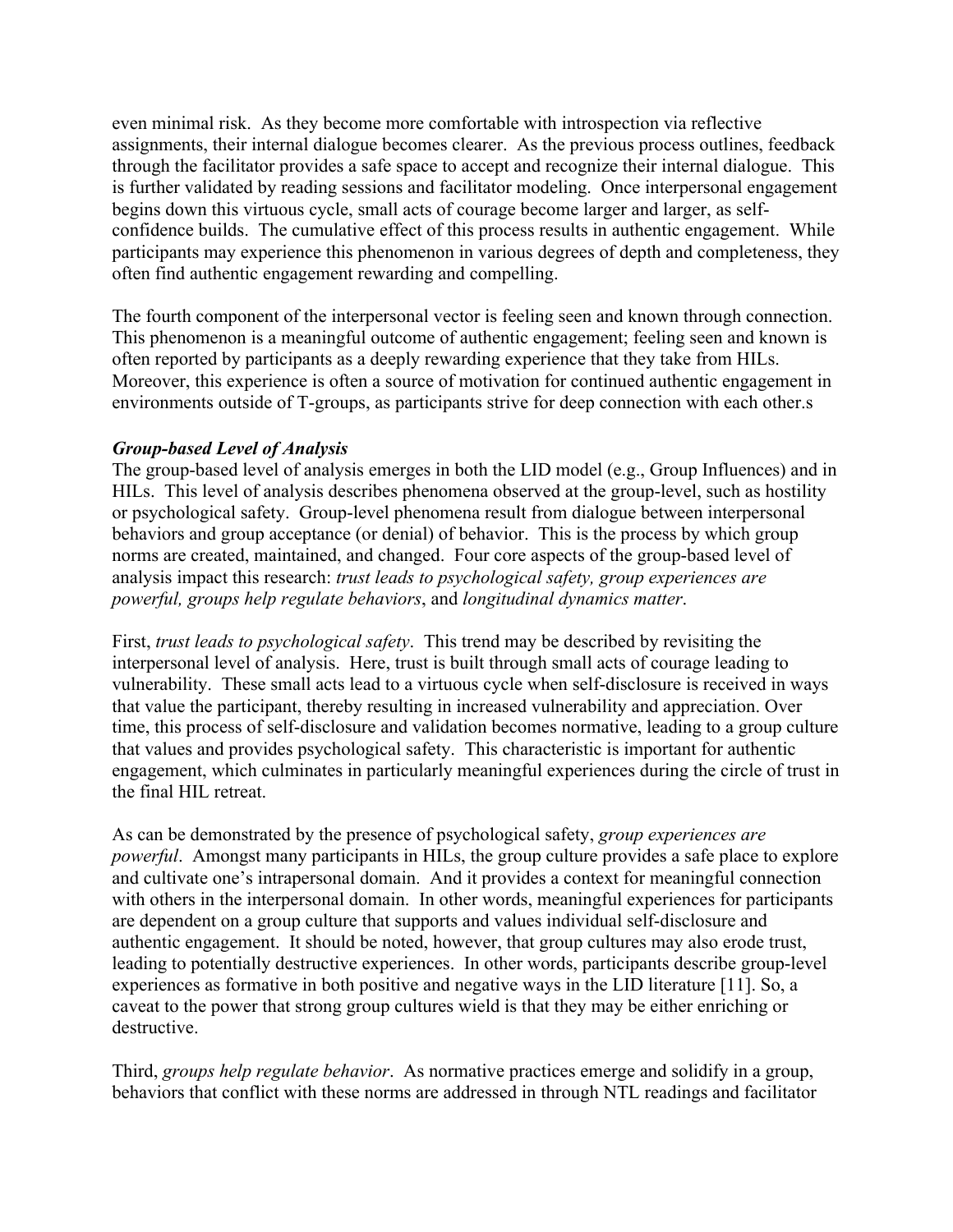even minimal risk. As they become more comfortable with introspection via reflective assignments, their internal dialogue becomes clearer. As the previous process outlines, feedback through the facilitator provides a safe space to accept and recognize their internal dialogue. This is further validated by reading sessions and facilitator modeling. Once interpersonal engagement begins down this virtuous cycle, small acts of courage become larger and larger, as self-confidence builds. The cumulative effect of this process results in authentic engagement. While participants may experience this phenomenon in various degrees of depth and completeness, they often find authentic engagement rewarding and compelling.

The fourth component of the interpersonal vector is feeling seen and known through connection. This phenomenon is a meaningful outcome of authentic engagement; feeling seen and known is often reported by participants as a deeply rewarding experience that they take from HILs. Moreover, this experience is often a source of motivation for continued authentic engagement in environments outside of T-groups, as participants strive for deep connection with each other.s

***Group-based Level of Analysis***

The group-based level of analysis emerges in both the LID model (e.g., Group Influences) and in HILs. This level of analysis describes phenomena observed at the group-level, such as hostility or psychological safety. Group-level phenomena result from dialogue between interpersonal behaviors and group acceptance (or denial) of behavior. This is the process by which group norms are created, maintained, and changed. Four core aspects of the group-based level of analysis impact this research: *trust leads to psychological safety, group experiences are powerful, groups help regulate behaviors*, and *longitudinal dynamics matter*.

First, *trust leads to psychological safety*. This trend may be described by revisiting the interpersonal level of analysis. Here, trust is built through small acts of courage leading to vulnerability. These small acts lead to a virtuous cycle when self-disclosure is received in ways that value the participant, thereby resulting in increased vulnerability and appreciation. Over time, this process of self-disclosure and validation becomes normative, leading to a group culture that values and provides psychological safety. This characteristic is important for authentic engagement, which culminates in particularly meaningful experiences during the circle of trust in the final HIL retreat.

As can be demonstrated by the presence of psychological safety, *group experiences are powerful*. Amongst many participants in HILs, the group culture provides a safe place to explore and cultivate one's intrapersonal domain. And it provides a context for meaningful connection with others in the interpersonal domain. In other words, meaningful experiences for participants are dependent on a group culture that supports and values individual self-disclosure and authentic engagement. It should be noted, however, that group cultures may also erode trust, leading to potentially destructive experiences. In other words, participants describe group-level experiences as formative in both positive and negative ways in the LID literature [11]. So, a caveat to the power that strong group cultures wield is that they may be either enriching or destructive.

Third, *groups help regulate behavior*. As normative practices emerge and solidify in a group, behaviors that conflict with these norms are addressed in through NTL readings and facilitator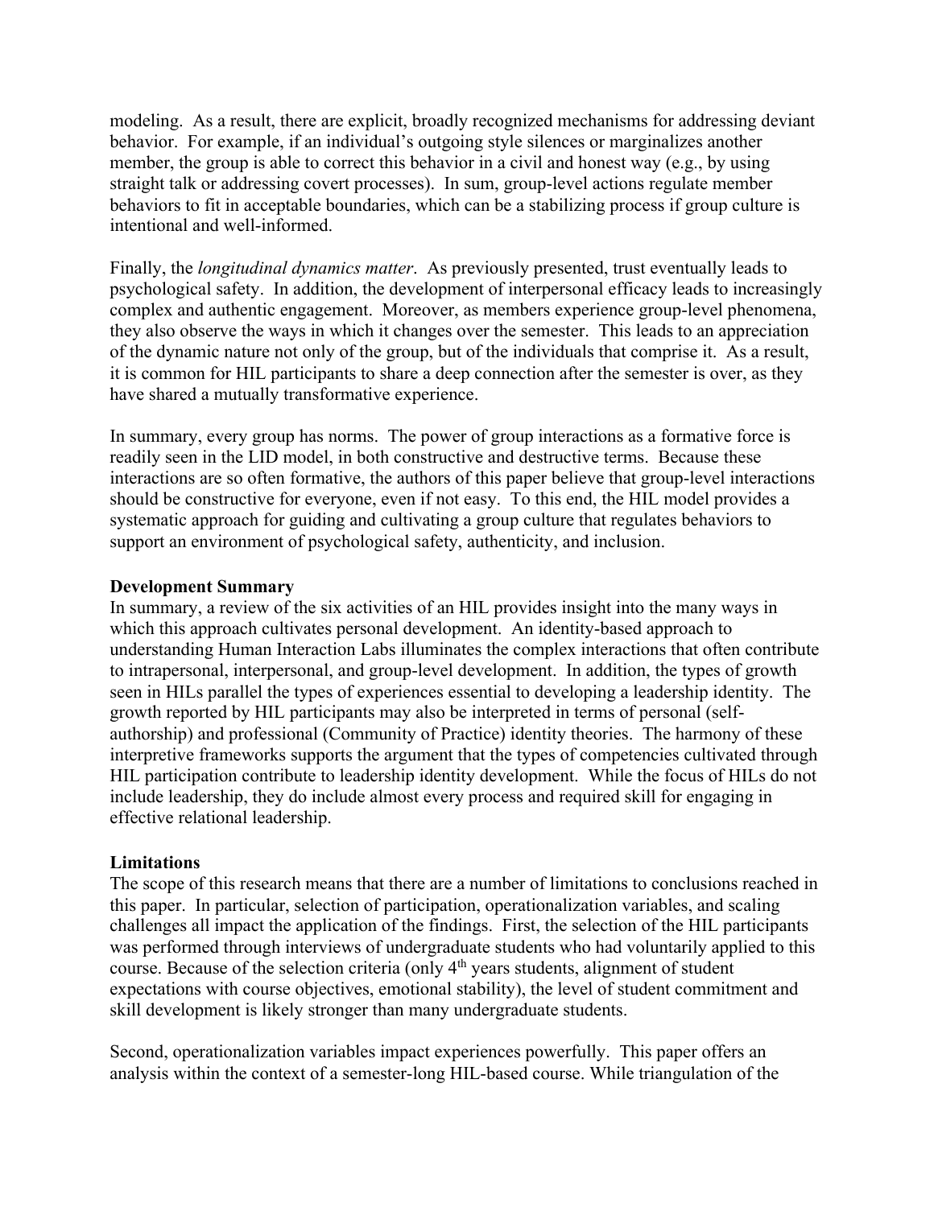modeling. As a result, there are explicit, broadly recognized mechanisms for addressing deviant behavior. For example, if an individual's outgoing style silences or marginalizes another member, the group is able to correct this behavior in a civil and honest way (e.g., by using straight talk or addressing covert processes). In sum, group-level actions regulate member behaviors to fit in acceptable boundaries, which can be a stabilizing process if group culture is intentional and well-informed.

Finally, the *longitudinal dynamics matter*. As previously presented, trust eventually leads to psychological safety. In addition, the development of interpersonal efficacy leads to increasingly complex and authentic engagement. Moreover, as members experience group-level phenomena, they also observe the ways in which it changes over the semester. This leads to an appreciation of the dynamic nature not only of the group, but of the individuals that comprise it. As a result, it is common for HIL participants to share a deep connection after the semester is over, as they have shared a mutually transformative experience.

In summary, every group has norms. The power of group interactions as a formative force is readily seen in the LID model, in both constructive and destructive terms. Because these interactions are so often formative, the authors of this paper believe that group-level interactions should be constructive for everyone, even if not easy. To this end, the HIL model provides a systematic approach for guiding and cultivating a group culture that regulates behaviors to support an environment of psychological safety, authenticity, and inclusion.

**Development Summary**

In summary, a review of the six activities of an HIL provides insight into the many ways in which this approach cultivates personal development. An identity-based approach to understanding Human Interaction Labs illuminates the complex interactions that often contribute to intrapersonal, interpersonal, and group-level development. In addition, the types of growth seen in HILs parallel the types of experiences essential to developing a leadership identity. The growth reported by HIL participants may also be interpreted in terms of personal (self-authorship) and professional (Community of Practice) identity theories. The harmony of these interpretive frameworks supports the argument that the types of competencies cultivated through HIL participation contribute to leadership identity development. While the focus of HILs do not include leadership, they do include almost every process and required skill for engaging in effective relational leadership.

**Limitations**

The scope of this research means that there are a number of limitations to conclusions reached in this paper. In particular, selection of participation, operationalization variables, and scaling challenges all impact the application of the findings. First, the selection of the HIL participants was performed through interviews of undergraduate students who had voluntarily applied to this course. Because of the selection criteria (only 4th years students, alignment of student expectations with course objectives, emotional stability), the level of student commitment and skill development is likely stronger than many undergraduate students.

Second, operationalization variables impact experiences powerfully. This paper offers an analysis within the context of a semester-long HIL-based course. While triangulation of the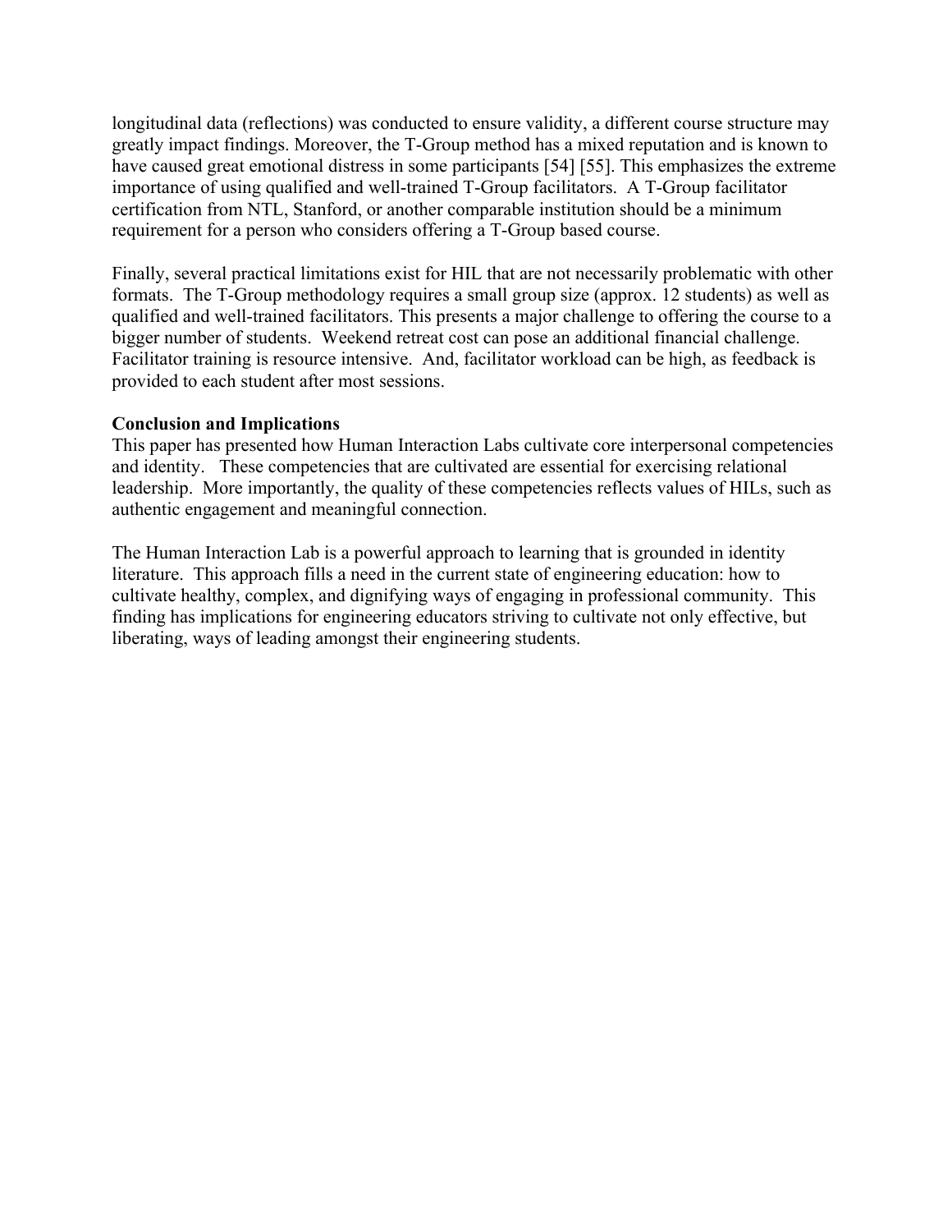longitudinal data (reflections) was conducted to ensure validity, a different course structure may greatly impact findings. Moreover, the T-Group method has a mixed reputation and is known to have caused great emotional distress in some participants [54] [55]. This emphasizes the extreme importance of using qualified and well-trained T-Group facilitators. A T-Group facilitator certification from NTL, Stanford, or another comparable institution should be a minimum requirement for a person who considers offering a T-Group based course.

Finally, several practical limitations exist for HIL that are not necessarily problematic with other formats. The T-Group methodology requires a small group size (approx. 12 students) as well as qualified and well-trained facilitators. This presents a major challenge to offering the course to a bigger number of students. Weekend retreat cost can pose an additional financial challenge. Facilitator training is resource intensive. And, facilitator workload can be high, as feedback is provided to each student after most sessions.

**Conclusion and Implications**

This paper has presented how Human Interaction Labs cultivate core interpersonal competencies and identity. These competencies that are cultivated are essential for exercising relational leadership. More importantly, the quality of these competencies reflects values of HILs, such as authentic engagement and meaningful connection.

The Human Interaction Lab is a powerful approach to learning that is grounded in identity literature. This approach fills a need in the current state of engineering education: how to cultivate healthy, complex, and dignifying ways of engaging in professional community. This finding has implications for engineering educators striving to cultivate not only effective, but liberating, ways of leading amongst their engineering students.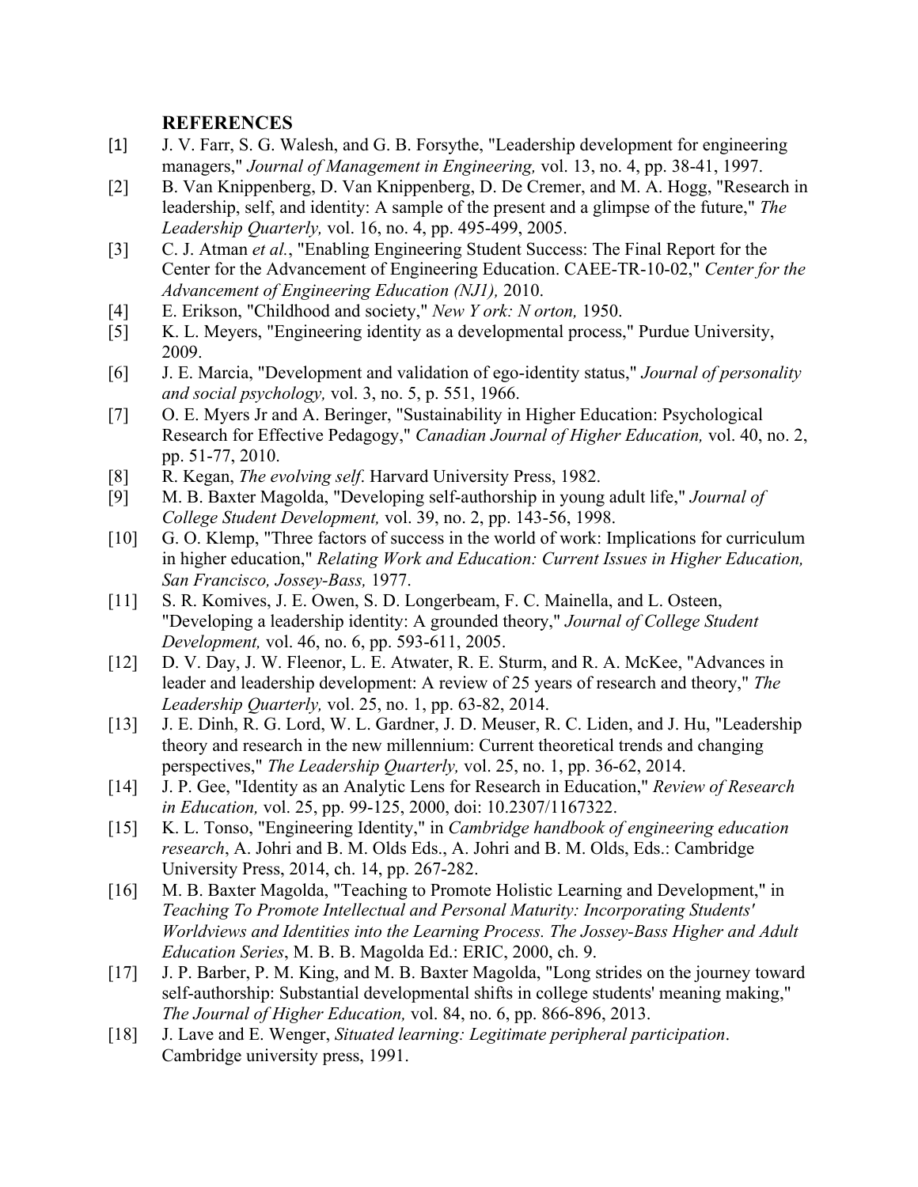## REFERENCES

[1] J. V. Farr, S. G. Walesh, and G. B. Forsythe, "Leadership development for engineering managers," *Journal of Management in Engineering,* vol. 13, no. 4, pp. 38-41, 1997.

[2] B. Van Knippenberg, D. Van Knippenberg, D. De Cremer, and M. A. Hogg, "Research in leadership, self, and identity: A sample of the present and a glimpse of the future," *The Leadership Quarterly,* vol. 16, no. 4, pp. 495-499, 2005.

[3] C. J. Atman *et al.*, "Enabling Engineering Student Success: The Final Report for the Center for the Advancement of Engineering Education. CAEE-TR-10-02," *Center for the Advancement of Engineering Education (NJ1),* 2010.

[4] E. Erikson, "Childhood and society," *New Y ork: N orton,* 1950.

[5] K. L. Meyers, "Engineering identity as a developmental process," Purdue University, 2009.

[6] J. E. Marcia, "Development and validation of ego-identity status," *Journal of personality and social psychology,* vol. 3, no. 5, p. 551, 1966.

[7] O. E. Myers Jr and A. Beringer, "Sustainability in Higher Education: Psychological Research for Effective Pedagogy," *Canadian Journal of Higher Education,* vol. 40, no. 2, pp. 51-77, 2010.

[8] R. Kegan, *The evolving self*. Harvard University Press, 1982.

[9] M. B. Baxter Magolda, "Developing self-authorship in young adult life," *Journal of College Student Development,* vol. 39, no. 2, pp. 143-56, 1998.

[10] G. O. Klemp, "Three factors of success in the world of work: Implications for curriculum in higher education," *Relating Work and Education: Current Issues in Higher Education, San Francisco, Jossey-Bass,* 1977.

[11] S. R. Komives, J. E. Owen, S. D. Longerbeam, F. C. Mainella, and L. Osteen, "Developing a leadership identity: A grounded theory," *Journal of College Student Development,* vol. 46, no. 6, pp. 593-611, 2005.

[12] D. V. Day, J. W. Fleenor, L. E. Atwater, R. E. Sturm, and R. A. McKee, "Advances in leader and leadership development: A review of 25 years of research and theory," *The Leadership Quarterly,* vol. 25, no. 1, pp. 63-82, 2014.

[13] J. E. Dinh, R. G. Lord, W. L. Gardner, J. D. Meuser, R. C. Liden, and J. Hu, "Leadership theory and research in the new millennium: Current theoretical trends and changing perspectives," *The Leadership Quarterly,* vol. 25, no. 1, pp. 36-62, 2014.

[14] J. P. Gee, "Identity as an Analytic Lens for Research in Education," *Review of Research in Education,* vol. 25, pp. 99-125, 2000, doi: 10.2307/1167322.

[15] K. L. Tonso, "Engineering Identity," in *Cambridge handbook of engineering education research*, A. Johri and B. M. Olds Eds., A. Johri and B. M. Olds, Eds.: Cambridge University Press, 2014, ch. 14, pp. 267-282.

[16] M. B. Baxter Magolda, "Teaching to Promote Holistic Learning and Development," in *Teaching To Promote Intellectual and Personal Maturity: Incorporating Students' Worldviews and Identities into the Learning Process. The Jossey-Bass Higher and Adult Education Series*, M. B. B. Magolda Ed.: ERIC, 2000, ch. 9.

[17] J. P. Barber, P. M. King, and M. B. Baxter Magolda, "Long strides on the journey toward self-authorship: Substantial developmental shifts in college students' meaning making," *The Journal of Higher Education,* vol. 84, no. 6, pp. 866-896, 2013.

[18] J. Lave and E. Wenger, *Situated learning: Legitimate peripheral participation*. Cambridge university press, 1991.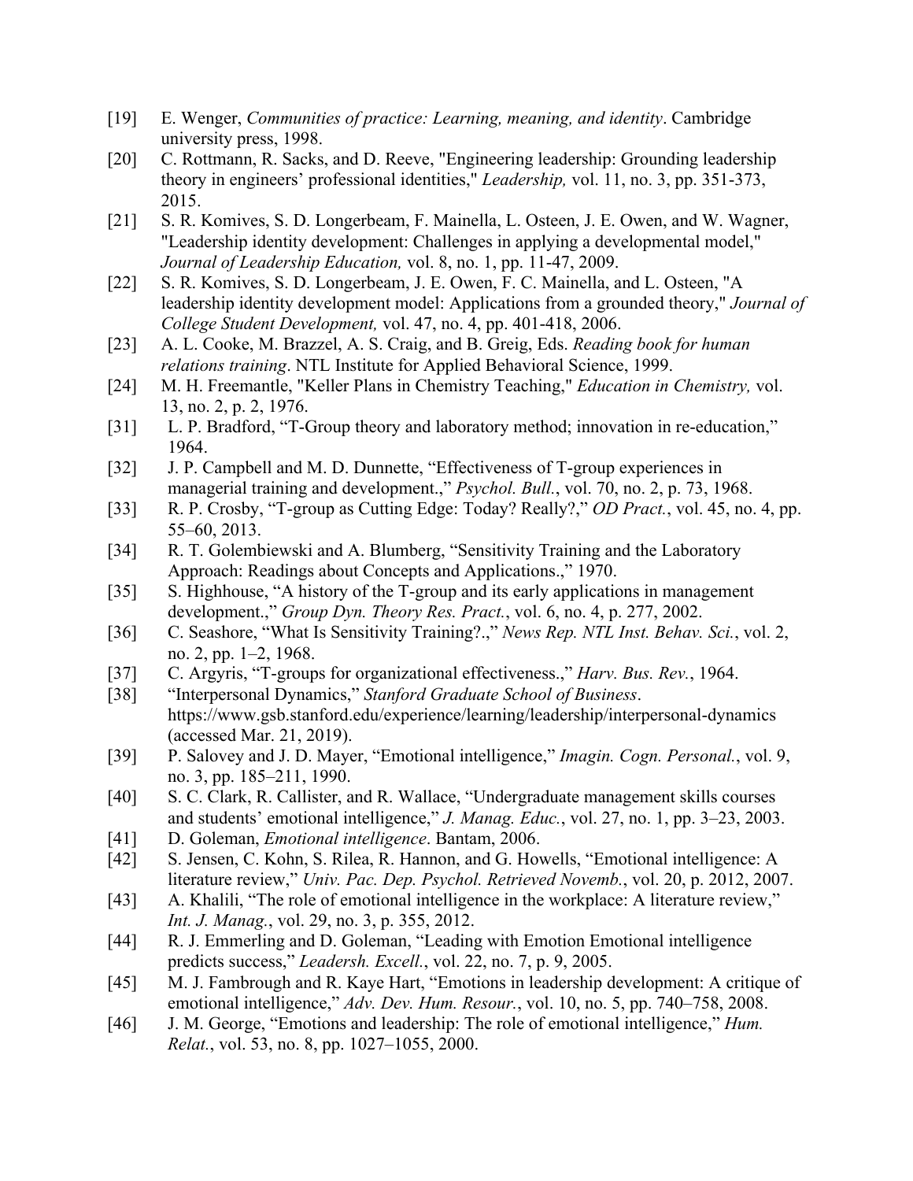[19] E. Wenger, *Communities of practice: Learning, meaning, and identity*. Cambridge university press, 1998.

[20] C. Rottmann, R. Sacks, and D. Reeve, "Engineering leadership: Grounding leadership theory in engineers' professional identities," *Leadership,* vol. 11, no. 3, pp. 351-373, 2015.

[21] S. R. Komives, S. D. Longerbeam, F. Mainella, L. Osteen, J. E. Owen, and W. Wagner, "Leadership identity development: Challenges in applying a developmental model," *Journal of Leadership Education,* vol. 8, no. 1, pp. 11-47, 2009.

[22] S. R. Komives, S. D. Longerbeam, J. E. Owen, F. C. Mainella, and L. Osteen, "A leadership identity development model: Applications from a grounded theory," *Journal of College Student Development,* vol. 47, no. 4, pp. 401-418, 2006.

[23] A. L. Cooke, M. Brazzel, A. S. Craig, and B. Greig, Eds. *Reading book for human relations training*. NTL Institute for Applied Behavioral Science, 1999.

[24] M. H. Freemantle, "Keller Plans in Chemistry Teaching," *Education in Chemistry,* vol. 13, no. 2, p. 2, 1976.

[31] L. P. Bradford, "T-Group theory and laboratory method; innovation in re-education," 1964.

[32] J. P. Campbell and M. D. Dunnette, "Effectiveness of T-group experiences in managerial training and development.," *Psychol. Bull.*, vol. 70, no. 2, p. 73, 1968.

[33] R. P. Crosby, "T-group as Cutting Edge: Today? Really?," *OD Pract.*, vol. 45, no. 4, pp. 55–60, 2013.

[34] R. T. Golembiewski and A. Blumberg, "Sensitivity Training and the Laboratory Approach: Readings about Concepts and Applications.," 1970.

[35] S. Highhouse, "A history of the T-group and its early applications in management development.," *Group Dyn. Theory Res. Pract.*, vol. 6, no. 4, p. 277, 2002.

[36] C. Seashore, "What Is Sensitivity Training?.," *News Rep. NTL Inst. Behav. Sci.*, vol. 2, no. 2, pp. 1–2, 1968.

[37] C. Argyris, "T-groups for organizational effectiveness.," *Harv. Bus. Rev.*, 1964.

[38] "Interpersonal Dynamics," *Stanford Graduate School of Business*. https://www.gsb.stanford.edu/experience/learning/leadership/interpersonal-dynamics (accessed Mar. 21, 2019).

[39] P. Salovey and J. D. Mayer, "Emotional intelligence," *Imagin. Cogn. Personal.*, vol. 9, no. 3, pp. 185–211, 1990.

[40] S. C. Clark, R. Callister, and R. Wallace, "Undergraduate management skills courses and students' emotional intelligence," *J. Manag. Educ.*, vol. 27, no. 1, pp. 3–23, 2003.

[41] D. Goleman, *Emotional intelligence*. Bantam, 2006.

[42] S. Jensen, C. Kohn, S. Rilea, R. Hannon, and G. Howells, "Emotional intelligence: A literature review," *Univ. Pac. Dep. Psychol. Retrieved Novemb.*, vol. 20, p. 2012, 2007.

[43] A. Khalili, "The role of emotional intelligence in the workplace: A literature review," *Int. J. Manag.*, vol. 29, no. 3, p. 355, 2012.

[44] R. J. Emmerling and D. Goleman, "Leading with Emotion Emotional intelligence predicts success," *Leadersh. Excell.*, vol. 22, no. 7, p. 9, 2005.

[45] M. J. Fambrough and R. Kaye Hart, "Emotions in leadership development: A critique of emotional intelligence," *Adv. Dev. Hum. Resour.*, vol. 10, no. 5, pp. 740–758, 2008.

[46] J. M. George, "Emotions and leadership: The role of emotional intelligence," *Hum. Relat.*, vol. 53, no. 8, pp. 1027–1055, 2000.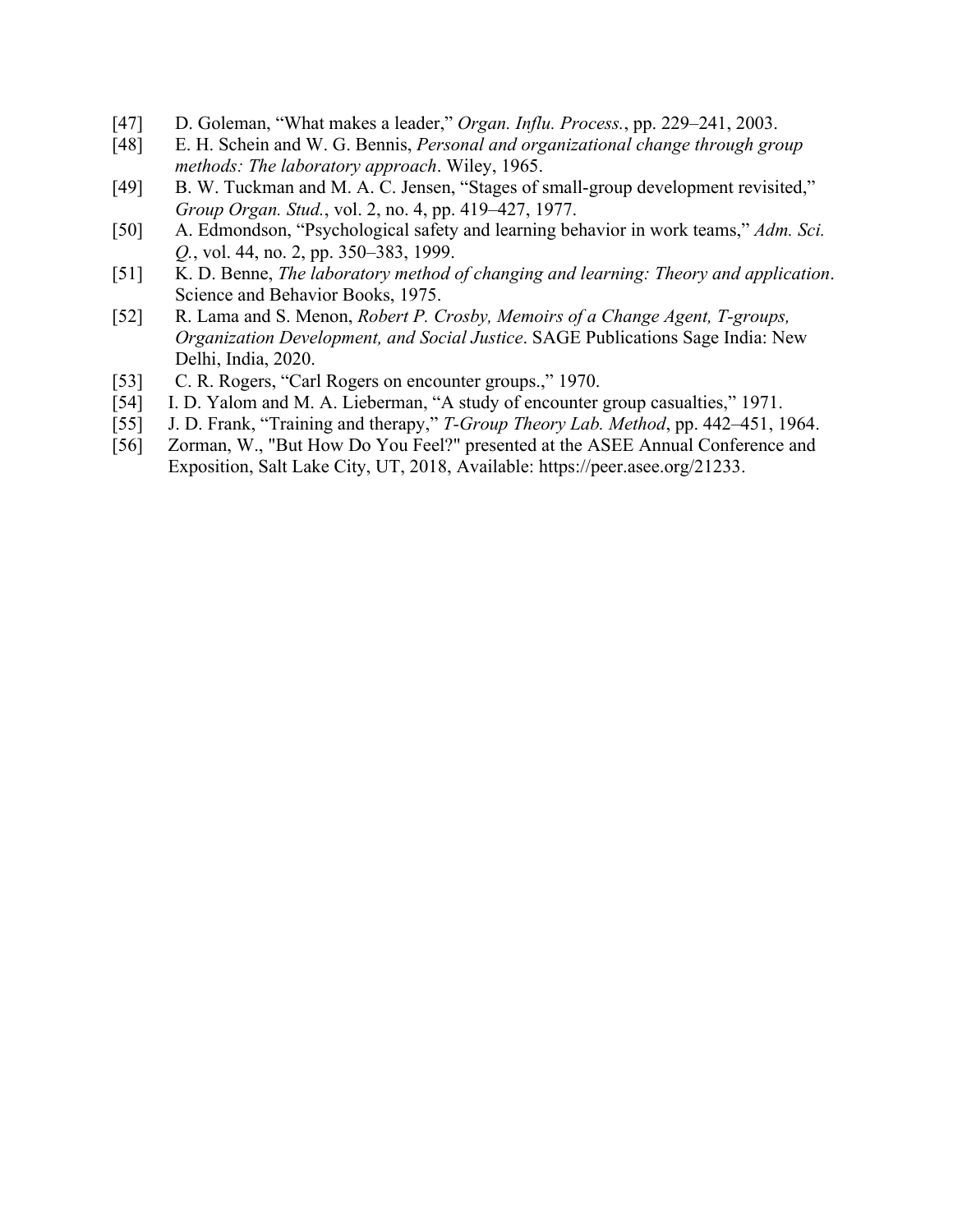[47] D. Goleman, “What makes a leader,” *Organ. Influ. Process.*, pp. 229–241, 2003.

[48] E. H. Schein and W. G. Bennis, *Personal and organizational change through group methods: The laboratory approach*. Wiley, 1965.

[49] B. W. Tuckman and M. A. C. Jensen, “Stages of small-group development revisited,” *Group Organ. Stud.*, vol. 2, no. 4, pp. 419–427, 1977.

[50] A. Edmondson, “Psychological safety and learning behavior in work teams,” *Adm. Sci. Q.*, vol. 44, no. 2, pp. 350–383, 1999.

[51] K. D. Benne, *The laboratory method of changing and learning: Theory and application*. Science and Behavior Books, 1975.

[52] R. Lama and S. Menon, *Robert P. Crosby, Memoirs of a Change Agent, T-groups, Organization Development, and Social Justice*. SAGE Publications Sage India: New Delhi, India, 2020.

[53] C. R. Rogers, “Carl Rogers on encounter groups.,” 1970.

[54] I. D. Yalom and M. A. Lieberman, “A study of encounter group casualties,” 1971.

[55] J. D. Frank, “Training and therapy,” *T-Group Theory Lab. Method*, pp. 442–451, 1964.

[56] Zorman, W., "But How Do You Feel?" presented at the ASEE Annual Conference and Exposition, Salt Lake City, UT, 2018, Available: https://peer.asee.org/21233.